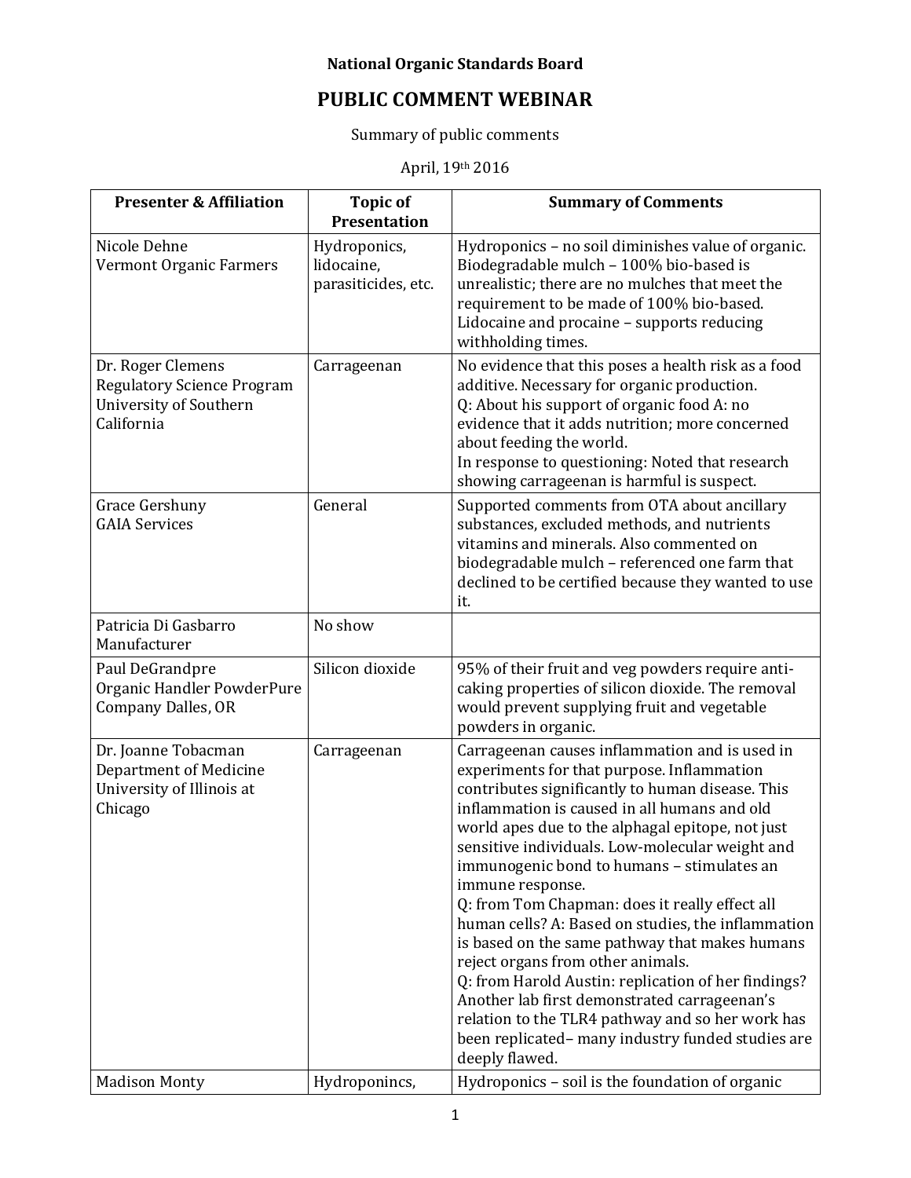**National Organic Standards Board**

# PUBLIC COMMENT WEBINAR

Summary of public comments

April, 19th 2016

| Presenter & Affiliation | Topic of Presentation | Summary of Comments |
|---|---|---|
| Nicole Dehne<br>Vermont Organic Farmers | Hydroponics, lidocaine, parasiticides, etc. | Hydroponics – no soil diminishes value of organic. Biodegradable mulch – 100% bio-based is unrealistic; there are no mulches that meet the requirement to be made of 100% bio-based. Lidocaine and procaine – supports reducing withholding times. |
| Dr. Roger Clemens<br>Regulatory Science Program University of Southern California | Carrageenan | No evidence that this poses a health risk as a food additive. Necessary for organic production.<br>Q: About his support of organic food A: no evidence that it adds nutrition; more concerned about feeding the world.<br>In response to questioning: Noted that research showing carrageenan is harmful is suspect. |
| Grace Gershuny<br>GAIA Services | General | Supported comments from OTA about ancillary substances, excluded methods, and nutrients vitamins and minerals. Also commented on biodegradable mulch – referenced one farm that declined to be certified because they wanted to use it. |
| Patricia Di Gasbarro<br>Manufacturer | No show | |
| Paul DeGrandpre<br>Organic Handler PowderPure Company Dalles, OR | Silicon dioxide | 95% of their fruit and veg powders require anti-caking properties of silicon dioxide. The removal would prevent supplying fruit and vegetable powders in organic. |
| Dr. Joanne Tobacman<br>Department of Medicine University of Illinois at Chicago | Carrageenan | Carrageenan causes inflammation and is used in experiments for that purpose. Inflammation contributes significantly to human disease. This inflammation is caused in all humans and old world apes due to the alphagal epitope, not just sensitive individuals. Low-molecular weight and immunogenic bond to humans – stimulates an immune response.<br>Q: from Tom Chapman: does it really effect all human cells? A: Based on studies, the inflammation is based on the same pathway that makes humans reject organs from other animals.<br>Q: from Harold Austin: replication of her findings? Another lab first demonstrated carrageenan's relation to the TLR4 pathway and so her work has been replicated– many industry funded studies are deeply flawed. |
| Madison Monty | Hydroponincs, | Hydroponics – soil is the foundation of organic |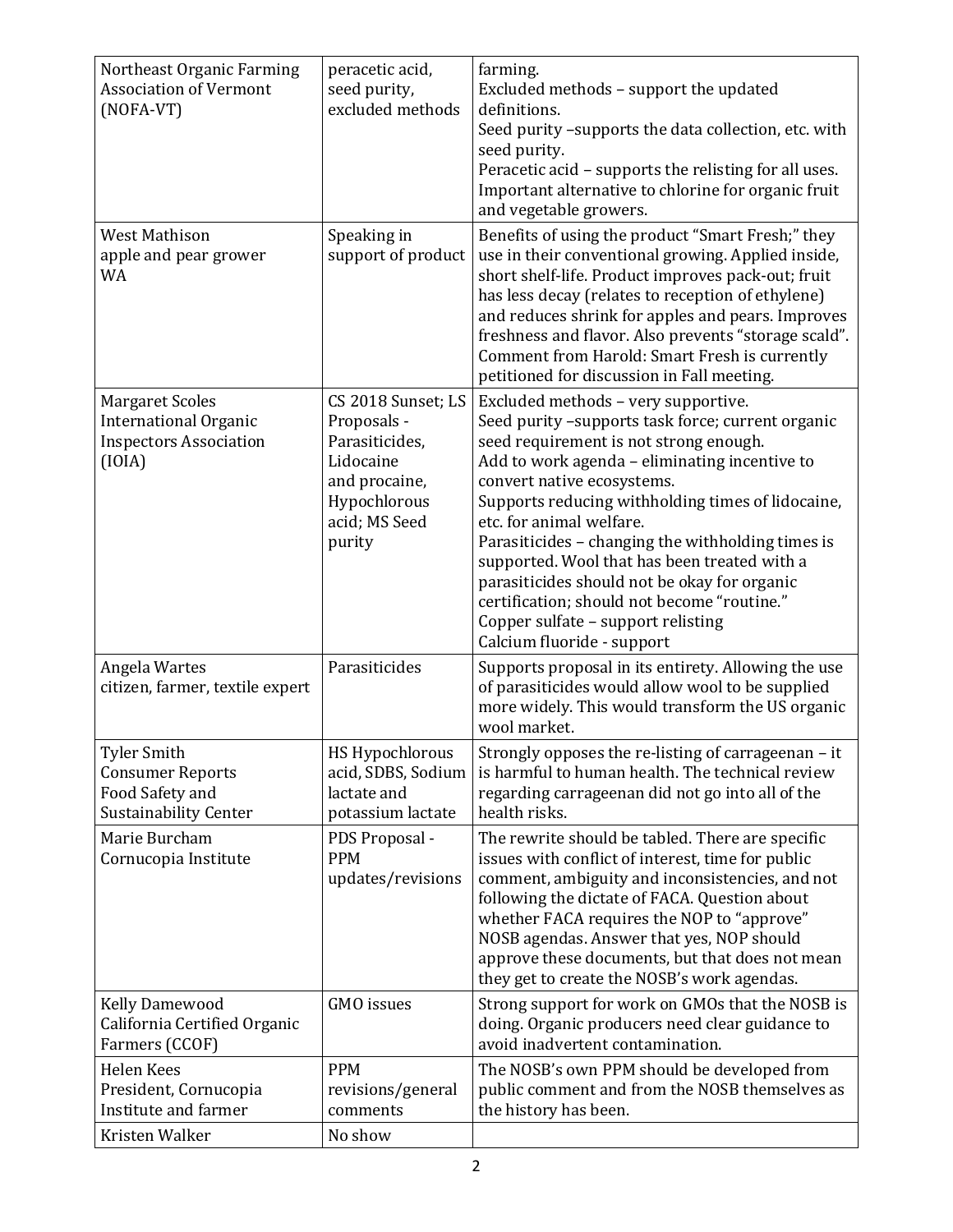| | | |
|---|---|---|
| Northeast Organic Farming Association of Vermont (NOFA-VT) | peracetic acid, seed purity, excluded methods | farming.<br>Excluded methods – support the updated definitions.<br>Seed purity –supports the data collection, etc. with seed purity.<br>Peracetic acid – supports the relisting for all uses. Important alternative to chlorine for organic fruit and vegetable growers. |
| West Mathison<br>apple and pear grower<br>WA | Speaking in support of product | Benefits of using the product "Smart Fresh;" they use in their conventional growing. Applied inside, short shelf-life. Product improves pack-out; fruit has less decay (relates to reception of ethylene) and reduces shrink for apples and pears. Improves freshness and flavor. Also prevents "storage scald". Comment from Harold: Smart Fresh is currently petitioned for discussion in Fall meeting. |
| Margaret Scoles<br>International Organic Inspectors Association (IOIA) | CS 2018 Sunset; LS Proposals - Parasiticides, Lidocaine and procaine, Hypochlorous acid; MS Seed purity | Excluded methods – very supportive.<br>Seed purity –supports task force; current organic seed requirement is not strong enough.<br>Add to work agenda – eliminating incentive to convert native ecosystems.<br>Supports reducing withholding times of lidocaine, etc. for animal welfare.<br>Parasiticides – changing the withholding times is supported. Wool that has been treated with a parasiticides should not be okay for organic certification; should not become "routine."<br>Copper sulfate – support relisting<br>Calcium fluoride - support |
| Angela Wartes<br>citizen, farmer, textile expert | Parasiticides | Supports proposal in its entirety. Allowing the use of parasiticides would allow wool to be supplied more widely. This would transform the US organic wool market. |
| Tyler Smith<br>Consumer Reports<br>Food Safety and Sustainability Center | HS Hypochlorous acid, SDBS, Sodium lactate and potassium lactate | Strongly opposes the re-listing of carrageenan – it is harmful to human health. The technical review regarding carrageenan did not go into all of the health risks. |
| Marie Burcham<br>Cornucopia Institute | PDS Proposal - PPM updates/revisions | The rewrite should be tabled. There are specific issues with conflict of interest, time for public comment, ambiguity and inconsistencies, and not following the dictate of FACA. Question about whether FACA requires the NOP to "approve" NOSB agendas. Answer that yes, NOP should approve these documents, but that does not mean they get to create the NOSB's work agendas. |
| Kelly Damewood<br>California Certified Organic Farmers (CCOF) | GMO issues | Strong support for work on GMOs that the NOSB is doing. Organic producers need clear guidance to avoid inadvertent contamination. |
| Helen Kees<br>President, Cornucopia Institute and farmer | PPM revisions/general comments | The NOSB's own PPM should be developed from public comment and from the NOSB themselves as the history has been. |
| Kristen Walker | No show | |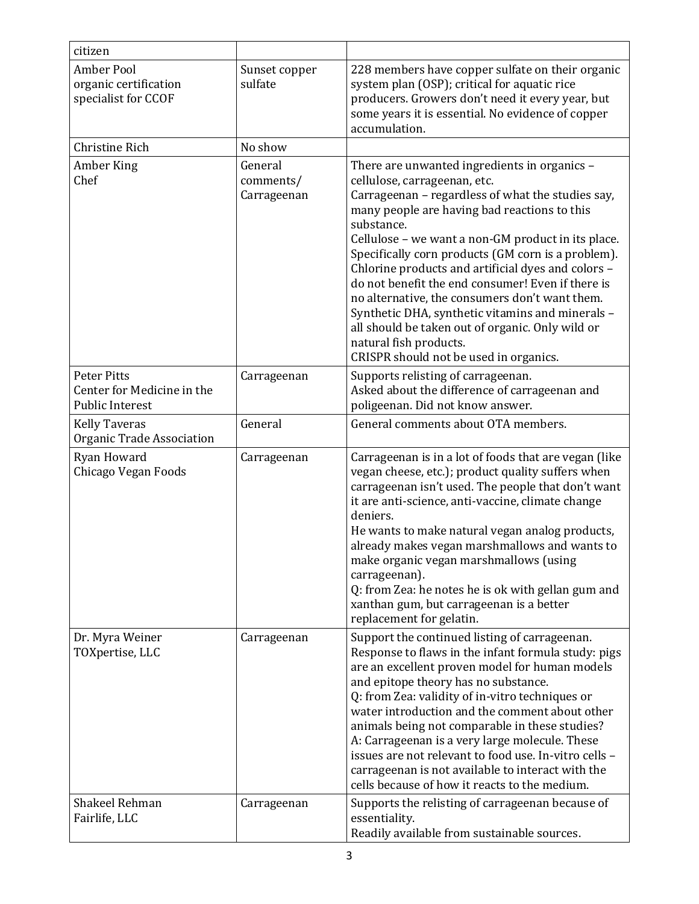| | | |
|---|---|---|
| citizen | | |
| Amber Pool<br>organic certification specialist for CCOF | Sunset copper sulfate | 228 members have copper sulfate on their organic system plan (OSP); critical for aquatic rice producers. Growers don't need it every year, but some years it is essential. No evidence of copper accumulation. |
| Christine Rich | No show | |
| Amber King<br>Chef | General comments/ Carrageenan | There are unwanted ingredients in organics – cellulose, carrageenan, etc.<br>Carrageenan – regardless of what the studies say, many people are having bad reactions to this substance.<br>Cellulose – we want a non-GM product in its place. Specifically corn products (GM corn is a problem).<br>Chlorine products and artificial dyes and colors – do not benefit the end consumer! Even if there is no alternative, the consumers don't want them.<br>Synthetic DHA, synthetic vitamins and minerals – all should be taken out of organic. Only wild or natural fish products.<br>CRISPR should not be used in organics. |
| Peter Pitts<br>Center for Medicine in the Public Interest | Carrageenan | Supports relisting of carrageenan.<br>Asked about the difference of carrageenan and poligeenan. Did not know answer. |
| Kelly Taveras<br>Organic Trade Association | General | General comments about OTA members. |
| Ryan Howard<br>Chicago Vegan Foods | Carrageenan | Carrageenan is in a lot of foods that are vegan (like vegan cheese, etc.); product quality suffers when carrageenan isn't used. The people that don't want it are anti-science, anti-vaccine, climate change deniers.<br>He wants to make natural vegan analog products, already makes vegan marshmallows and wants to make organic vegan marshmallows (using carrageenan).<br>Q: from Zea: he notes he is ok with gellan gum and xanthan gum, but carrageenan is a better replacement for gelatin. |
| Dr. Myra Weiner<br>TOXpertise, LLC | Carrageenan | Support the continued listing of carrageenan.<br>Response to flaws in the infant formula study: pigs are an excellent proven model for human models and epitope theory has no substance.<br>Q: from Zea: validity of in-vitro techniques or water introduction and the comment about other animals being not comparable in these studies?<br>A: Carrageenan is a very large molecule. These issues are not relevant to food use. In-vitro cells – carrageenan is not available to interact with the cells because of how it reacts to the medium. |
| Shakeel Rehman<br>Fairlife, LLC | Carrageenan | Supports the relisting of carrageenan because of essentiality.<br>Readily available from sustainable sources. |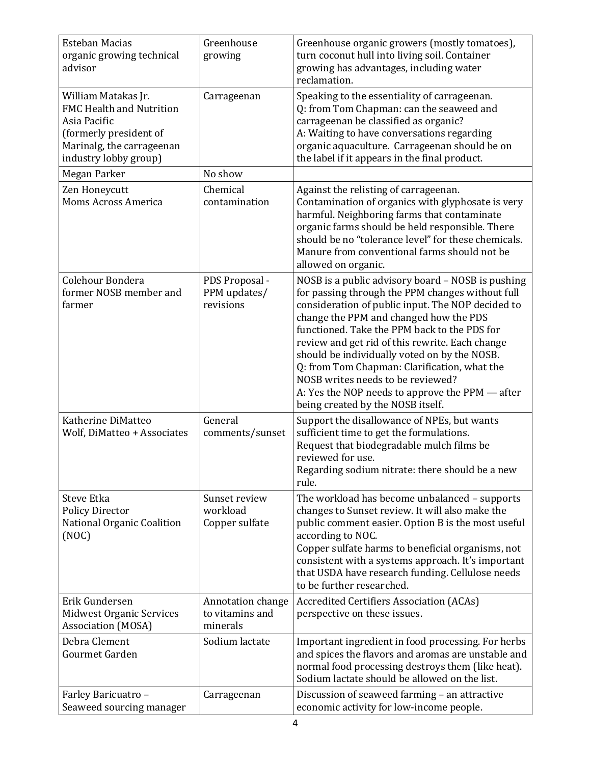| Esteban Macias<br>organic growing technical advisor | Greenhouse growing | Greenhouse organic growers (mostly tomatoes), turn coconut hull into living soil. Container growing has advantages, including water reclamation. |
|---|---|---|
| William Matakas Jr.<br>FMC Health and Nutrition Asia Pacific<br>(formerly president of Marinalg, the carrageenan industry lobby group) | Carrageenan | Speaking to the essentiality of carrageenan.<br>Q: from Tom Chapman: can the seaweed and carrageenan be classified as organic?<br>A: Waiting to have conversations regarding organic aquaculture. Carrageenan should be on the label if it appears in the final product. |
| Megan Parker | No show | |
| Zen Honeycutt<br>Moms Across America | Chemical contamination | Against the relisting of carrageenan. Contamination of organics with glyphosate is very harmful. Neighboring farms that contaminate organic farms should be held responsible. There should be no "tolerance level" for these chemicals. Manure from conventional farms should not be allowed on organic. |
| Colehour Bondera<br>former NOSB member and farmer | PDS Proposal - PPM updates/ revisions | NOSB is a public advisory board – NOSB is pushing for passing through the PPM changes without full consideration of public input. The NOP decided to change the PPM and changed how the PDS functioned. Take the PPM back to the PDS for review and get rid of this rewrite. Each change should be individually voted on by the NOSB.<br>Q: from Tom Chapman: Clarification, what the NOSB writes needs to be reviewed?<br>A: Yes the NOP needs to approve the PPM — after being created by the NOSB itself. |
| Katherine DiMatteo<br>Wolf, DiMatteo + Associates | General comments/sunset | Support the disallowance of NPEs, but wants sufficient time to get the formulations.<br>Request that biodegradable mulch films be reviewed for use.<br>Regarding sodium nitrate: there should be a new rule. |
| Steve Etka<br>Policy Director<br>National Organic Coalition (NOC) | Sunset review workload<br>Copper sulfate | The workload has become unbalanced – supports changes to Sunset review. It will also make the public comment easier. Option B is the most useful according to NOC.<br>Copper sulfate harms to beneficial organisms, not consistent with a systems approach. It's important that USDA have research funding. Cellulose needs to be further researched. |
| Erik Gundersen<br>Midwest Organic Services Association (MOSA) | Annotation change to vitamins and minerals | Accredited Certifiers Association (ACAs) perspective on these issues. |
| Debra Clement<br>Gourmet Garden | Sodium lactate | Important ingredient in food processing. For herbs and spices the flavors and aromas are unstable and normal food processing destroys them (like heat). Sodium lactate should be allowed on the list. |
| Farley Baricuatro –<br>Seaweed sourcing manager | Carrageenan | Discussion of seaweed farming – an attractive economic activity for low-income people. |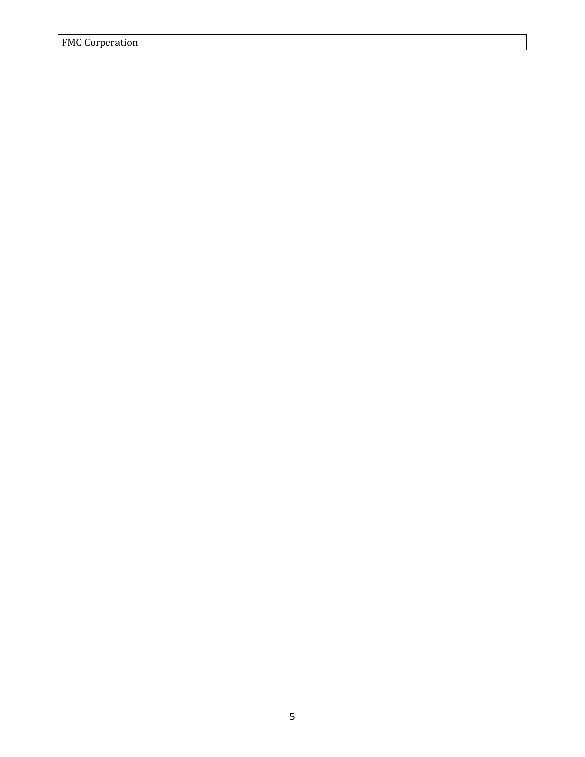| | | |
|---|---|---|
| FMC Corperation | | |